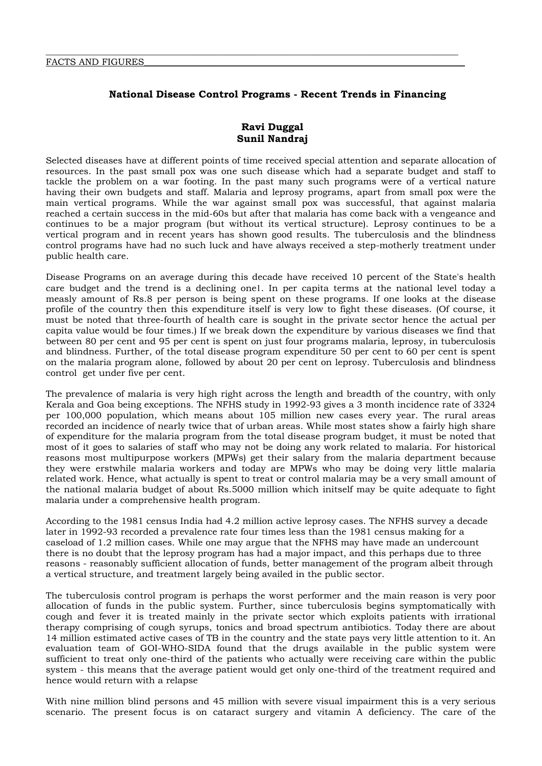FACTS AND FIGURES

## National Disease Control Programs - Recent Trends in Financing

**Ravi Duggal**
**Sunil Nandraj**

Selected diseases have at different points of time received special attention and separate allocation of resources. In the past small pox was one such disease which had a separate budget and staff to tackle the problem on a war footing. In the past many such programs were of a vertical nature having their own budgets and staff. Malaria and leprosy programs, apart from small pox were the main vertical programs. While the war against small pox was successful, that against malaria reached a certain success in the mid-60s but after that malaria has come back with a vengeance and continues to be a major program (but without its vertical structure). Leprosy continues to be a vertical program and in recent years has shown good results. The tuberculosis and the blindness control programs have had no such luck and have always received a step-motherly treatment under public health care.

Disease Programs on an average during this decade have received 10 percent of the State's health care budget and the trend is a declining one[1]. In per capita terms at the national level today a measly amount of Rs.8 per person is being spent on these programs. If one looks at the disease profile of the country then this expenditure itself is very low to fight these diseases. (Of course, it must be noted that three-fourth of health care is sought in the private sector hence the actual per capita value would be four times.) If we break down the expenditure by various diseases we find that between 80 per cent and 95 per cent is spent on just four programs malaria, leprosy, in tuberculosis and blindness. Further, of the total disease program expenditure 50 per cent to 60 per cent is spent on the malaria program alone, followed by about 20 per cent on leprosy. Tuberculosis and blindness control get under five per cent.

The prevalence of malaria is very high right across the length and breadth of the country, with only Kerala and Goa being exceptions. The NFHS study in 1992-93 gives a 3 month incidence rate of 3324 per 100,000 population, which means about 105 million new cases every year. The rural areas recorded an incidence of nearly twice that of urban areas. While most states show a fairly high share of expenditure for the malaria program from the total disease program budget, it must be noted that most of it goes to salaries of staff who may not be doing any work related to malaria. For historical reasons most multipurpose workers (MPWs) get their salary from the malaria department because they were erstwhile malaria workers and today are MPWs who may be doing very little malaria related work. Hence, what actually is spent to treat or control malaria may be a very small amount of the national malaria budget of about Rs.5000 million which initself may be quite adequate to fight malaria under a comprehensive health program.

According to the 1981 census India had 4.2 million active leprosy cases. The NFHS survey a decade later in 1992-93 recorded a prevalence rate four times less than the 1981 census making for a caseload of 1.2 million cases. While one may argue that the NFHS may have made an undercount there is no doubt that the leprosy program has had a major impact, and this perhaps due to three reasons - reasonably sufficient allocation of funds, better management of the program albeit through a vertical structure, and treatment largely being availed in the public sector.

The tuberculosis control program is perhaps the worst performer and the main reason is very poor allocation of funds in the public system. Further, since tuberculosis begins symptomatically with cough and fever it is treated mainly in the private sector which exploits patients with irrational therapy comprising of cough syrups, tonics and broad spectrum antibiotics. Today there are about 14 million estimated active cases of TB in the country and the state pays very little attention to it. An evaluation team of GOI-WHO-SIDA found that the drugs available in the public system were sufficient to treat only one-third of the patients who actually were receiving care within the public system - this means that the average patient would get only one-third of the treatment required and hence would return with a relapse

With nine million blind persons and 45 million with severe visual impairment this is a very serious scenario. The present focus is on cataract surgery and vitamin A deficiency. The care of the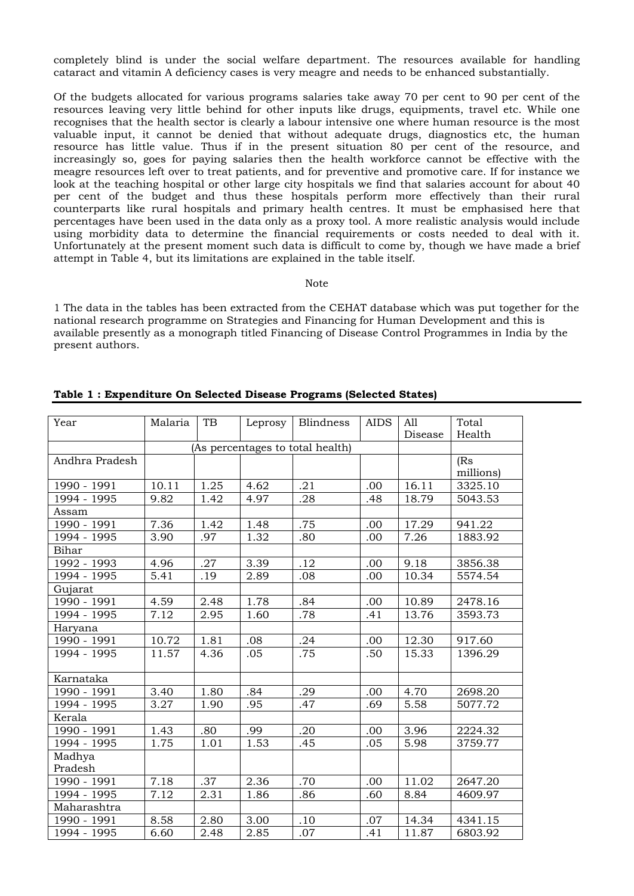completely blind is under the social welfare department. The resources available for handling cataract and vitamin A deficiency cases is very meagre and needs to be enhanced substantially.

Of the budgets allocated for various programs salaries take away 70 per cent to 90 per cent of the resources leaving very little behind for other inputs like drugs, equipments, travel etc. While one recognises that the health sector is clearly a labour intensive one where human resource is the most valuable input, it cannot be denied that without adequate drugs, diagnostics etc, the human resource has little value. Thus if in the present situation 80 per cent of the resource, and increasingly so, goes for paying salaries then the health workforce cannot be effective with the meagre resources left over to treat patients, and for preventive and promotive care. If for instance we look at the teaching hospital or other large city hospitals we find that salaries account for about 40 per cent of the budget and thus these hospitals perform more effectively than their rural counterparts like rural hospitals and primary health centres. It must be emphasised here that percentages have been used in the data only as a proxy tool. A more realistic analysis would include using morbidity data to determine the financial requirements or costs needed to deal with it. Unfortunately at the present moment such data is difficult to come by, though we have made a brief attempt in Table 4, but its limitations are explained in the table itself.

Note

1 The data in the tables has been extracted from the CEHAT database which was put together for the national research programme on Strategies and Financing for Human Development and this is available presently as a monograph titled Financing of Disease Control Programmes in India by the present authors.

**Table 1 : Expenditure On Selected Disease Programs (Selected States)**

| Year | Malaria | TB | Leprosy | Blindness | AIDS | All Disease | Total Health |
|---|---|---|---|---|---|---|---|
| | (As percentages to total health) | | | | | | |
| Andhra Pradesh | | | | | | | (Rs millions) |
| 1990 - 1991 | 10.11 | 1.25 | 4.62 | .21 | .00 | 16.11 | 3325.10 |
| 1994 - 1995 | 9.82 | 1.42 | 4.97 | .28 | .48 | 18.79 | 5043.53 |
| Assam | | | | | | | |
| 1990 - 1991 | 7.36 | 1.42 | 1.48 | .75 | .00 | 17.29 | 941.22 |
| 1994 - 1995 | 3.90 | .97 | 1.32 | .80 | .00 | 7.26 | 1883.92 |
| Bihar | | | | | | | |
| 1992 - 1993 | 4.96 | .27 | 3.39 | .12 | .00 | 9.18 | 3856.38 |
| 1994 - 1995 | 5.41 | .19 | 2.89 | .08 | .00 | 10.34 | 5574.54 |
| Gujarat | | | | | | | |
| 1990 - 1991 | 4.59 | 2.48 | 1.78 | .84 | .00 | 10.89 | 2478.16 |
| 1994 - 1995 | 7.12 | 2.95 | 1.60 | .78 | .41 | 13.76 | 3593.73 |
| Haryana | | | | | | | |
| 1990 - 1991 | 10.72 | 1.81 | .08 | .24 | .00 | 12.30 | 917.60 |
| 1994 - 1995 | 11.57 | 4.36 | .05 | .75 | .50 | 15.33 | 1396.29 |
| Karnataka | | | | | | | |
| 1990 - 1991 | 3.40 | 1.80 | .84 | .29 | .00 | 4.70 | 2698.20 |
| 1994 - 1995 | 3.27 | 1.90 | .95 | .47 | .69 | 5.58 | 5077.72 |
| Kerala | | | | | | | |
| 1990 - 1991 | 1.43 | .80 | .99 | .20 | .00 | 3.96 | 2224.32 |
| 1994 - 1995 | 1.75 | 1.01 | 1.53 | .45 | .05 | 5.98 | 3759.77 |
| Madhya Pradesh | | | | | | | |
| 1990 - 1991 | 7.18 | .37 | 2.36 | .70 | .00 | 11.02 | 2647.20 |
| 1994 - 1995 | 7.12 | 2.31 | 1.86 | .86 | .60 | 8.84 | 4609.97 |
| Maharashtra | | | | | | | |
| 1990 - 1991 | 8.58 | 2.80 | 3.00 | .10 | .07 | 14.34 | 4341.15 |
| 1994 - 1995 | 6.60 | 2.48 | 2.85 | .07 | .41 | 11.87 | 6803.92 |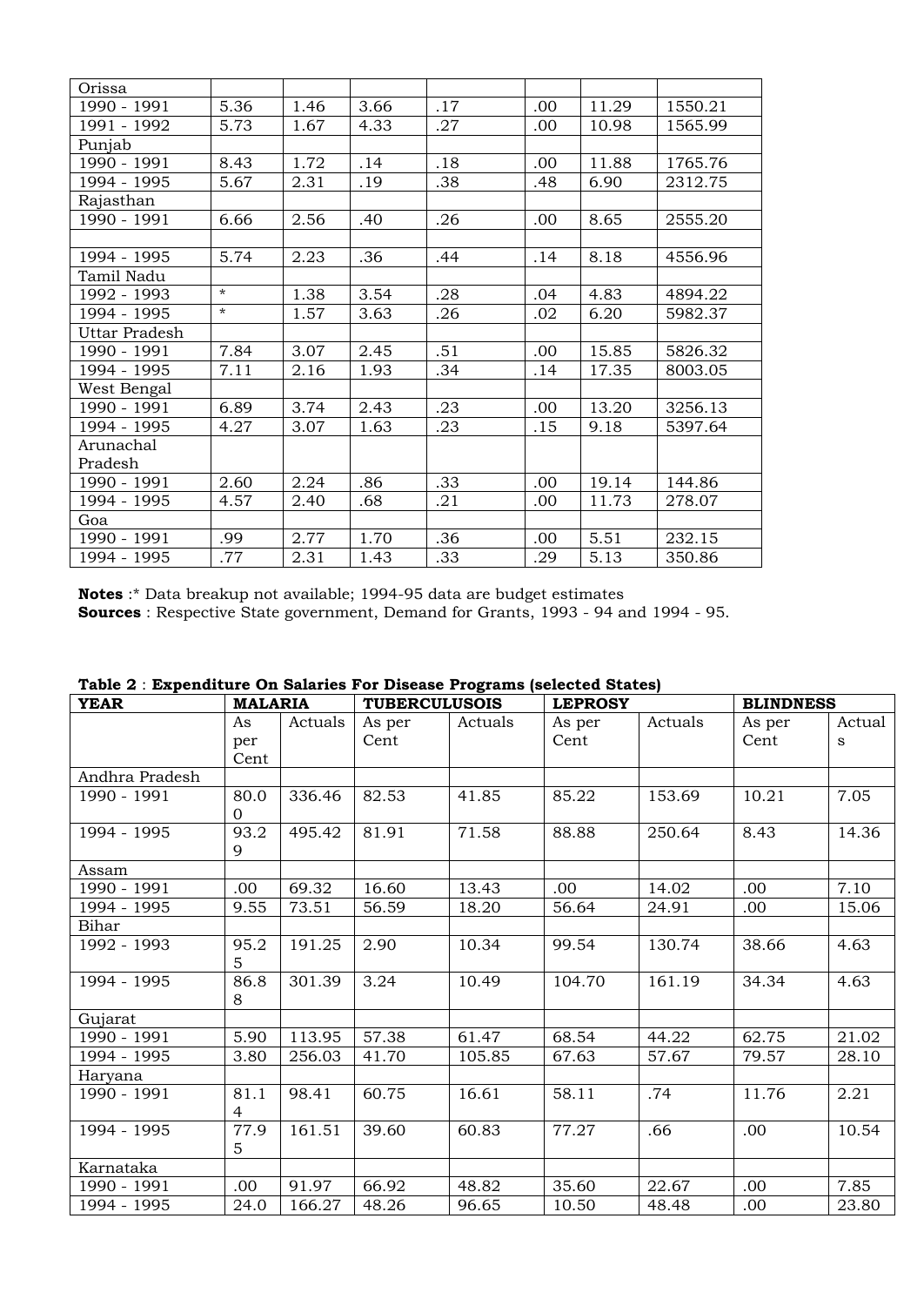| Orissa | | | | | | | |
|---|---|---|---|---|---|---|---|
| 1990 - 1991 | 5.36 | 1.46 | 3.66 | .17 | .00 | 11.29 | 1550.21 |
| 1991 - 1992 | 5.73 | 1.67 | 4.33 | .27 | .00 | 10.98 | 1565.99 |
| Punjab | | | | | | | |
| 1990 - 1991 | 8.43 | 1.72 | .14 | .18 | .00 | 11.88 | 1765.76 |
| 1994 - 1995 | 5.67 | 2.31 | .19 | .38 | .48 | 6.90 | 2312.75 |
| Rajasthan | | | | | | | |
| 1990 - 1991 | 6.66 | 2.56 | .40 | .26 | .00 | 8.65 | 2555.20 |
| | | | | | | | |
| 1994 - 1995 | 5.74 | 2.23 | .36 | .44 | .14 | 8.18 | 4556.96 |
| Tamil Nadu | | | | | | | |
| 1992 - 1993 | * | 1.38 | 3.54 | .28 | .04 | 4.83 | 4894.22 |
| 1994 - 1995 | * | 1.57 | 3.63 | .26 | .02 | 6.20 | 5982.37 |
| Uttar Pradesh | | | | | | | |
| 1990 - 1991 | 7.84 | 3.07 | 2.45 | .51 | .00 | 15.85 | 5826.32 |
| 1994 - 1995 | 7.11 | 2.16 | 1.93 | .34 | .14 | 17.35 | 8003.05 |
| West Bengal | | | | | | | |
| 1990 - 1991 | 6.89 | 3.74 | 2.43 | .23 | .00 | 13.20 | 3256.13 |
| 1994 - 1995 | 4.27 | 3.07 | 1.63 | .23 | .15 | 9.18 | 5397.64 |
| Arunachal Pradesh | | | | | | | |
| 1990 - 1991 | 2.60 | 2.24 | .86 | .33 | .00 | 19.14 | 144.86 |
| 1994 - 1995 | 4.57 | 2.40 | .68 | .21 | .00 | 11.73 | 278.07 |
| Goa | | | | | | | |
| 1990 - 1991 | .99 | 2.77 | 1.70 | .36 | .00 | 5.51 | 232.15 |
| 1994 - 1995 | .77 | 2.31 | 1.43 | .33 | .29 | 5.13 | 350.86 |

**Notes** :* Data breakup not available; 1994-95 data are budget estimates
**Sources** : Respective State government, Demand for Grants, 1993 - 94 and 1994 - 95.

**Table 2** : **Expenditure On Salaries For Disease Programs (selected States)**

| YEAR | MALARIA | | TUBERCULUSOIS | | LEPROSY | | BLINDNESS | |
|---|---|---|---|---|---|---|---|---|
| | As per Cent | Actuals | As per Cent | Actuals | As per Cent | Actuals | As per Cent | Actuals |
| Andhra Pradesh | | | | | | | | |
| 1990 - 1991 | 80.00 | 336.46 | 82.53 | 41.85 | 85.22 | 153.69 | 10.21 | 7.05 |
| 1994 - 1995 | 93.29 | 495.42 | 81.91 | 71.58 | 88.88 | 250.64 | 8.43 | 14.36 |
| Assam | | | | | | | | |
| 1990 - 1991 | .00 | 69.32 | 16.60 | 13.43 | .00 | 14.02 | .00 | 7.10 |
| 1994 - 1995 | 9.55 | 73.51 | 56.59 | 18.20 | 56.64 | 24.91 | .00 | 15.06 |
| Bihar | | | | | | | | |
| 1992 - 1993 | 95.25 | 191.25 | 2.90 | 10.34 | 99.54 | 130.74 | 38.66 | 4.63 |
| 1994 - 1995 | 86.88 | 301.39 | 3.24 | 10.49 | 104.70 | 161.19 | 34.34 | 4.63 |
| Gujarat | | | | | | | | |
| 1990 - 1991 | 5.90 | 113.95 | 57.38 | 61.47 | 68.54 | 44.22 | 62.75 | 21.02 |
| 1994 - 1995 | 3.80 | 256.03 | 41.70 | 105.85 | 67.63 | 57.67 | 79.57 | 28.10 |
| Haryana | | | | | | | | |
| 1990 - 1991 | 81.14 | 98.41 | 60.75 | 16.61 | 58.11 | .74 | 11.76 | 2.21 |
| 1994 - 1995 | 77.95 | 161.51 | 39.60 | 60.83 | 77.27 | .66 | .00 | 10.54 |
| Karnataka | | | | | | | | |
| 1990 - 1991 | .00 | 91.97 | 66.92 | 48.82 | 35.60 | 22.67 | .00 | 7.85 |
| 1994 - 1995 | 24.0 | 166.27 | 48.26 | 96.65 | 10.50 | 48.48 | .00 | 23.80 |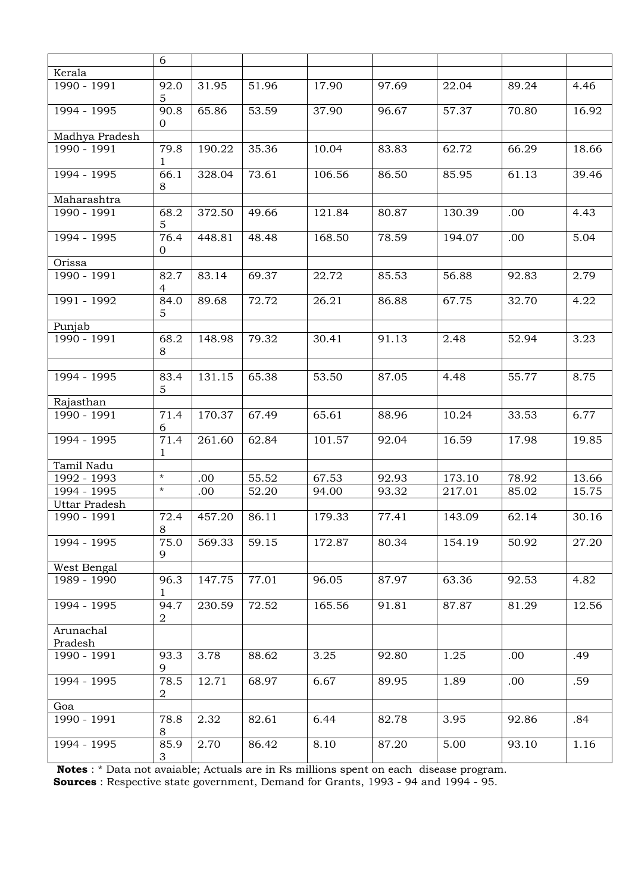|  | 6 |  |  |  |  |  |  |  |
|---|---|---|---|---|---|---|---|---|
| Kerala |  |  |  |  |  |  |  |  |
| 1990 - 1991 | 92.05 | 31.95 | 51.96 | 17.90 | 97.69 | 22.04 | 89.24 | 4.46 |
| 1994 - 1995 | 90.80 | 65.86 | 53.59 | 37.90 | 96.67 | 57.37 | 70.80 | 16.92 |
| Madhya Pradesh |  |  |  |  |  |  |  |  |
| 1990 - 1991 | 79.81 | 190.22 | 35.36 | 10.04 | 83.83 | 62.72 | 66.29 | 18.66 |
| 1994 - 1995 | 66.18 | 328.04 | 73.61 | 106.56 | 86.50 | 85.95 | 61.13 | 39.46 |
| Maharashtra |  |  |  |  |  |  |  |  |
| 1990 - 1991 | 68.25 | 372.50 | 49.66 | 121.84 | 80.87 | 130.39 | .00 | 4.43 |
| 1994 - 1995 | 76.40 | 448.81 | 48.48 | 168.50 | 78.59 | 194.07 | .00 | 5.04 |
| Orissa |  |  |  |  |  |  |  |  |
| 1990 - 1991 | 82.74 | 83.14 | 69.37 | 22.72 | 85.53 | 56.88 | 92.83 | 2.79 |
| 1991 - 1992 | 84.05 | 89.68 | 72.72 | 26.21 | 86.88 | 67.75 | 32.70 | 4.22 |
| Punjab |  |  |  |  |  |  |  |  |
| 1990 - 1991 | 68.28 | 148.98 | 79.32 | 30.41 | 91.13 | 2.48 | 52.94 | 3.23 |
|  |  |  |  |  |  |  |  |  |
| 1994 - 1995 | 83.45 | 131.15 | 65.38 | 53.50 | 87.05 | 4.48 | 55.77 | 8.75 |
| Rajasthan |  |  |  |  |  |  |  |  |
| 1990 - 1991 | 71.46 | 170.37 | 67.49 | 65.61 | 88.96 | 10.24 | 33.53 | 6.77 |
| 1994 - 1995 | 71.41 | 261.60 | 62.84 | 101.57 | 92.04 | 16.59 | 17.98 | 19.85 |
| Tamil Nadu |  |  |  |  |  |  |  |  |
| 1992 - 1993 | * | .00 | 55.52 | 67.53 | 92.93 | 173.10 | 78.92 | 13.66 |
| 1994 - 1995 | * | .00 | 52.20 | 94.00 | 93.32 | 217.01 | 85.02 | 15.75 |
| Uttar Pradesh |  |  |  |  |  |  |  |  |
| 1990 - 1991 | 72.48 | 457.20 | 86.11 | 179.33 | 77.41 | 143.09 | 62.14 | 30.16 |
| 1994 - 1995 | 75.09 | 569.33 | 59.15 | 172.87 | 80.34 | 154.19 | 50.92 | 27.20 |
| West Bengal |  |  |  |  |  |  |  |  |
| 1989 - 1990 | 96.31 | 147.75 | 77.01 | 96.05 | 87.97 | 63.36 | 92.53 | 4.82 |
| 1994 - 1995 | 94.72 | 230.59 | 72.52 | 165.56 | 91.81 | 87.87 | 81.29 | 12.56 |
| Arunachal Pradesh |  |  |  |  |  |  |  |  |
| 1990 - 1991 | 93.39 | 3.78 | 88.62 | 3.25 | 92.80 | 1.25 | .00 | .49 |
| 1994 - 1995 | 78.52 | 12.71 | 68.97 | 6.67 | 89.95 | 1.89 | .00 | .59 |
| Goa |  |  |  |  |  |  |  |  |
| 1990 - 1991 | 78.88 | 2.32 | 82.61 | 6.44 | 82.78 | 3.95 | 92.86 | .84 |
| 1994 - 1995 | 85.93 | 2.70 | 86.42 | 8.10 | 87.20 | 5.00 | 93.10 | 1.16 |

**Notes** : * Data not avaiable; Actuals are in Rs millions spent on each disease program.
**Sources** : Respective state government, Demand for Grants, 1993 - 94 and 1994 - 95.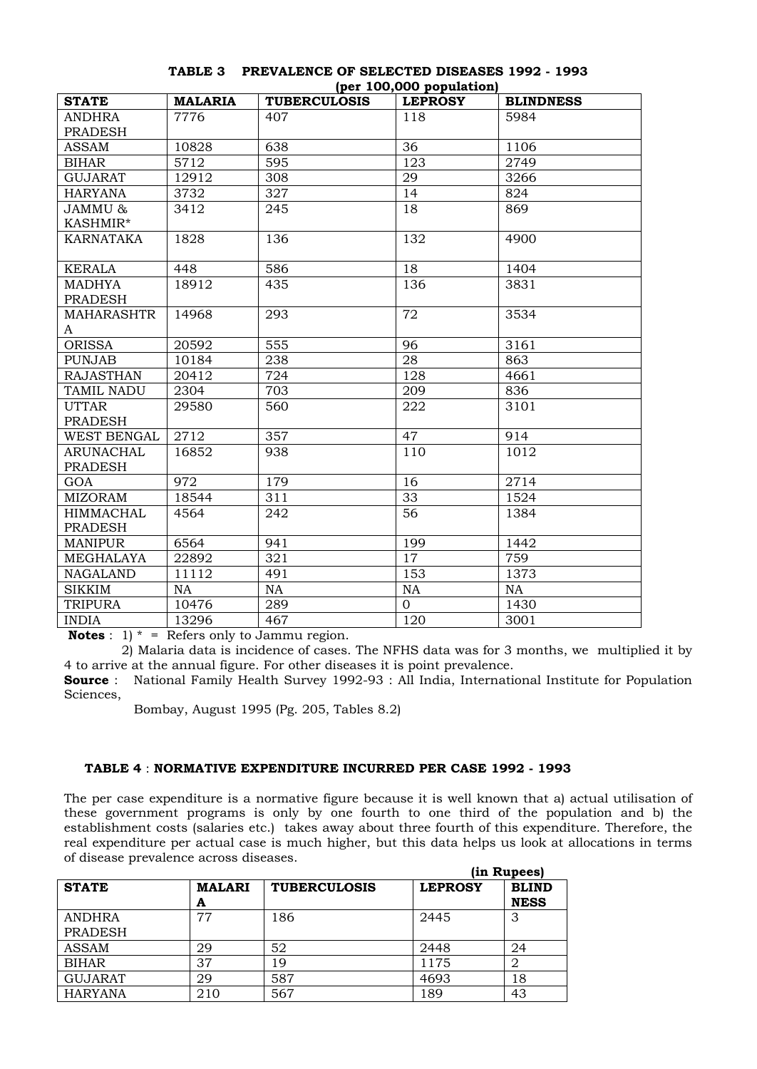**TABLE 3 PREVALENCE OF SELECTED DISEASES 1992 - 1993**
**(per 100,000 population)**

| STATE | MALARIA | TUBERCULOSIS | LEPROSY | BLINDNESS |
|---|---|---|---|---|
| ANDHRA PRADESH | 7776 | 407 | 118 | 5984 |
| ASSAM | 10828 | 638 | 36 | 1106 |
| BIHAR | 5712 | 595 | 123 | 2749 |
| GUJARAT | 12912 | 308 | 29 | 3266 |
| HARYANA | 3732 | 327 | 14 | 824 |
| JAMMU & KASHMIR* | 3412 | 245 | 18 | 869 |
| KARNATAKA | 1828 | 136 | 132 | 4900 |
| KERALA | 448 | 586 | 18 | 1404 |
| MADHYA PRADESH | 18912 | 435 | 136 | 3831 |
| MAHARASHTRA | 14968 | 293 | 72 | 3534 |
| ORISSA | 20592 | 555 | 96 | 3161 |
| PUNJAB | 10184 | 238 | 28 | 863 |
| RAJASTHAN | 20412 | 724 | 128 | 4661 |
| TAMIL NADU | 2304 | 703 | 209 | 836 |
| UTTAR PRADESH | 29580 | 560 | 222 | 3101 |
| WEST BENGAL | 2712 | 357 | 47 | 914 |
| ARUNACHAL PRADESH | 16852 | 938 | 110 | 1012 |
| GOA | 972 | 179 | 16 | 2714 |
| MIZORAM | 18544 | 311 | 33 | 1524 |
| HIMMACHAL PRADESH | 4564 | 242 | 56 | 1384 |
| MANIPUR | 6564 | 941 | 199 | 1442 |
| MEGHALAYA | 22892 | 321 | 17 | 759 |
| NAGALAND | 11112 | 491 | 153 | 1373 |
| SIKKIM | NA | NA | NA | NA |
| TRIPURA | 10476 | 289 | 0 | 1430 |
| INDIA | 13296 | 467 | 120 | 3001 |

**Notes** : 1) * = Refers only to Jammu region.

2) Malaria data is incidence of cases. The NFHS data was for 3 months, we multiplied it by 4 to arrive at the annual figure. For other diseases it is point prevalence.

**Source** : National Family Health Survey 1992-93 : All India, International Institute for Population Sciences,

Bombay, August 1995 (Pg. 205, Tables 8.2)

**TABLE 4** : **NORMATIVE EXPENDITURE INCURRED PER CASE 1992 - 1993**

The per case expenditure is a normative figure because it is well known that a) actual utilisation of these government programs is only by one fourth to one third of the population and b) the establishment costs (salaries etc.) takes away about three fourth of this expenditure. Therefore, the real expenditure per actual case is much higher, but this data helps us look at allocations in terms of disease prevalence across diseases.

**(in Rupees)**

| STATE | MALARIA | TUBERCULOSIS | LEPROSY | BLINDNESS |
|---|---|---|---|---|
| ANDHRA PRADESH | 77 | 186 | 2445 | 3 |
| ASSAM | 29 | 52 | 2448 | 24 |
| BIHAR | 37 | 19 | 1175 | 2 |
| GUJARAT | 29 | 587 | 4693 | 18 |
| HARYANA | 210 | 567 | 189 | 43 |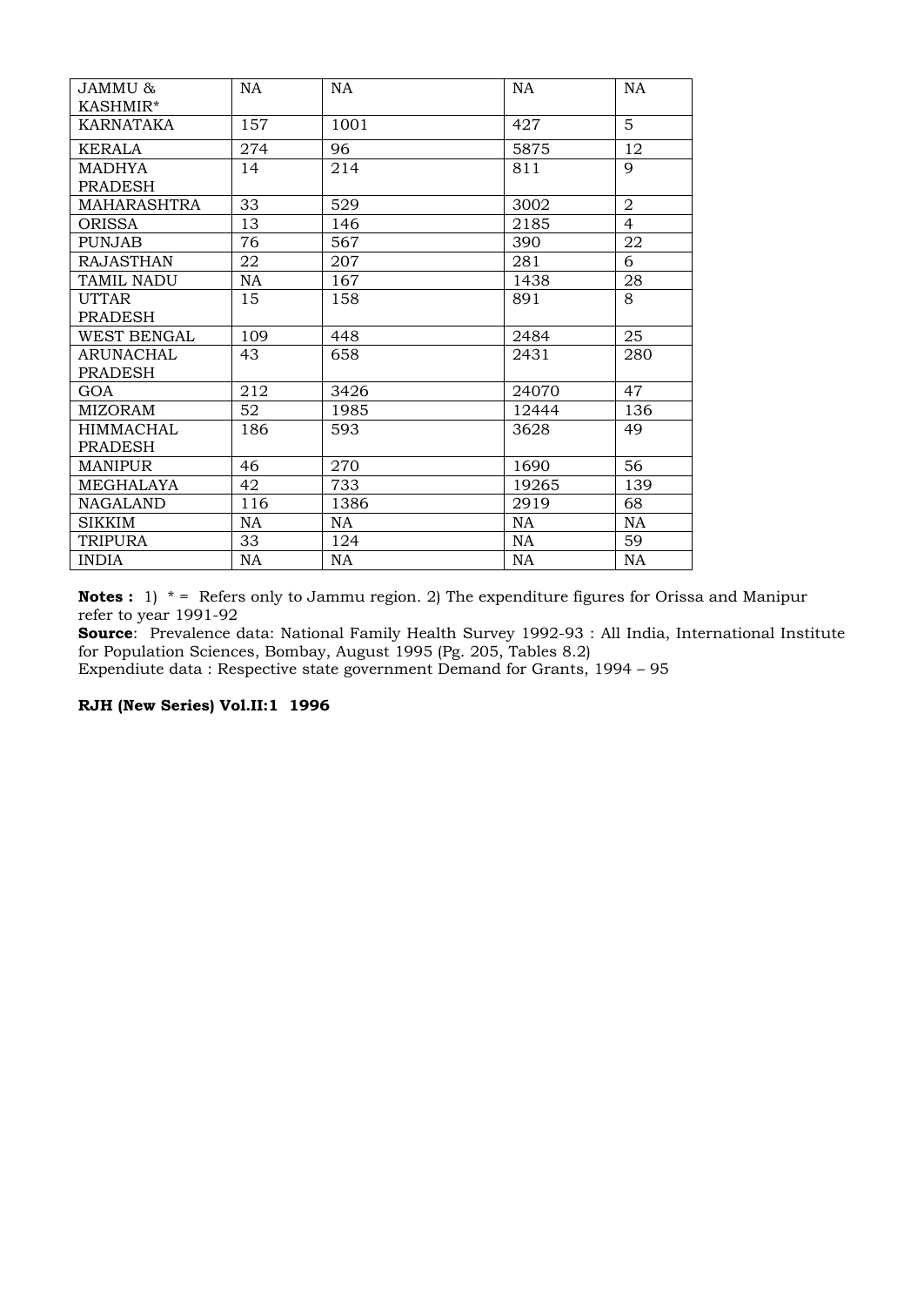| | | | | |
|---|---|---|---|---|
| JAMMU & KASHMIR* | NA | NA | NA | NA |
| KARNATAKA | 157 | 1001 | 427 | 5 |
| KERALA | 274 | 96 | 5875 | 12 |
| MADHYA PRADESH | 14 | 214 | 811 | 9 |
| MAHARASHTRA | 33 | 529 | 3002 | 2 |
| ORISSA | 13 | 146 | 2185 | 4 |
| PUNJAB | 76 | 567 | 390 | 22 |
| RAJASTHAN | 22 | 207 | 281 | 6 |
| TAMIL NADU | NA | 167 | 1438 | 28 |
| UTTAR PRADESH | 15 | 158 | 891 | 8 |
| WEST BENGAL | 109 | 448 | 2484 | 25 |
| ARUNACHAL PRADESH | 43 | 658 | 2431 | 280 |
| GOA | 212 | 3426 | 24070 | 47 |
| MIZORAM | 52 | 1985 | 12444 | 136 |
| HIMMACHAL PRADESH | 186 | 593 | 3628 | 49 |
| MANIPUR | 46 | 270 | 1690 | 56 |
| MEGHALAYA | 42 | 733 | 19265 | 139 |
| NAGALAND | 116 | 1386 | 2919 | 68 |
| SIKKIM | NA | NA | NA | NA |
| TRIPURA | 33 | 124 | NA | 59 |
| INDIA | NA | NA | NA | NA |

**Notes :** 1) * = Refers only to Jammu region. 2) The expenditure figures for Orissa and Manipur refer to year 1991-92

**Source**: Prevalence data: National Family Health Survey 1992-93 : All India, International Institute for Population Sciences, Bombay, August 1995 (Pg. 205, Tables 8.2)
Expendiute data : Respective state government Demand for Grants, 1994 – 95